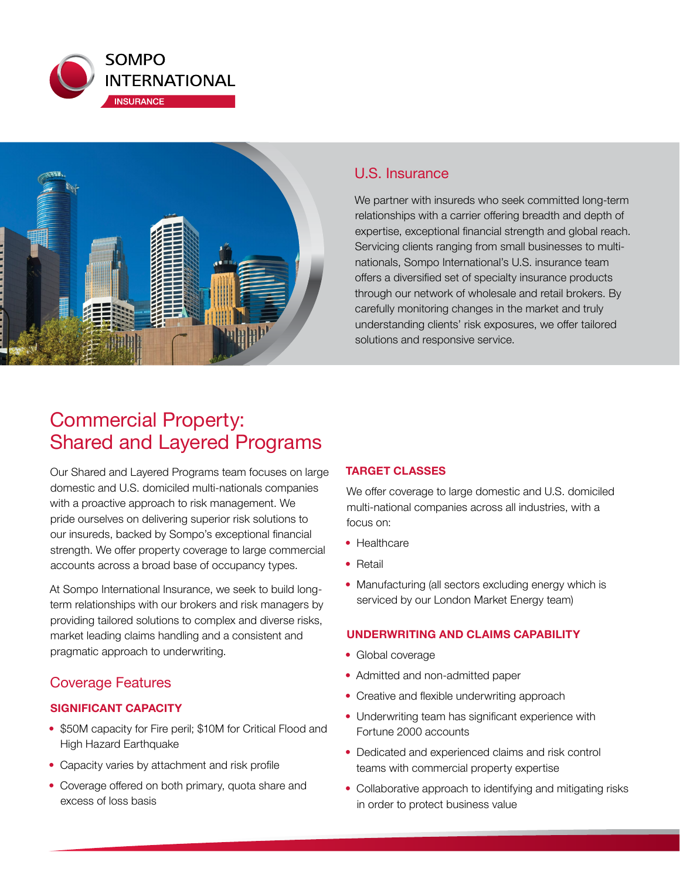SOMPO INTERNATIONAL

INSURANCE

## U.S. Insurance

We partner with insureds who seek committed long-term relationships with a carrier offering breadth and depth of expertise, exceptional financial strength and global reach. Servicing clients ranging from small businesses to multi-nationals, Sompo International's U.S. insurance team offers a diversified set of specialty insurance products through our network of wholesale and retail brokers. By carefully monitoring changes in the market and truly understanding clients' risk exposures, we offer tailored solutions and responsive service.

# Commercial Property: Shared and Layered Programs

Our Shared and Layered Programs team focuses on large domestic and U.S. domiciled multi-nationals companies with a proactive approach to risk management. We pride ourselves on delivering superior risk solutions to our insureds, backed by Sompo's exceptional financial strength. We offer property coverage to large commercial accounts across a broad base of occupancy types.

At Sompo International Insurance, we seek to build long-term relationships with our brokers and risk managers by providing tailored solutions to complex and diverse risks, market leading claims handling and a consistent and pragmatic approach to underwriting.

## Coverage Features

### SIGNIFICANT CAPACITY

- $50M capacity for Fire peril; $10M for Critical Flood and High Hazard Earthquake
- Capacity varies by attachment and risk profile
- Coverage offered on both primary, quota share and excess of loss basis

### TARGET CLASSES

We offer coverage to large domestic and U.S. domiciled multi-national companies across all industries, with a focus on:

- Healthcare
- Retail
- Manufacturing (all sectors excluding energy which is serviced by our London Market Energy team)

### UNDERWRITING AND CLAIMS CAPABILITY

- Global coverage
- Admitted and non-admitted paper
- Creative and flexible underwriting approach
- Underwriting team has significant experience with Fortune 2000 accounts
- Dedicated and experienced claims and risk control teams with commercial property expertise
- Collaborative approach to identifying and mitigating risks in order to protect business value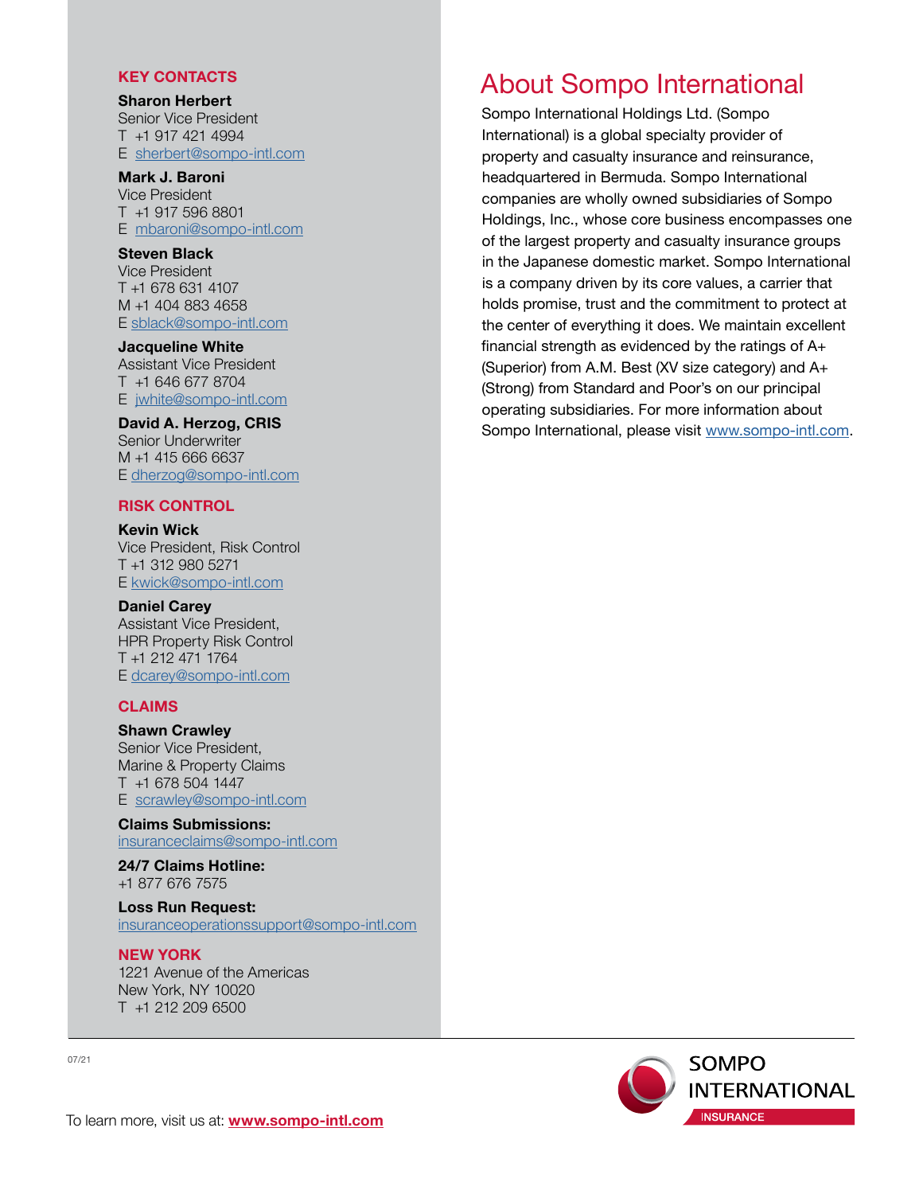## KEY CONTACTS

**Sharon Herbert**
Senior Vice President
T +1 917 421 4994
E sherbert@sompo-intl.com

**Mark J. Baroni**
Vice President
T +1 917 596 8801
E mbaroni@sompo-intl.com

**Steven Black**
Vice President
T +1 678 631 4107
M +1 404 883 4658
E sblack@sompo-intl.com

**Jacqueline White**
Assistant Vice President
T +1 646 677 8704
E jwhite@sompo-intl.com

**David A. Herzog, CRIS**
Senior Underwriter
M +1 415 666 6637
E dherzog@sompo-intl.com

## RISK CONTROL

**Kevin Wick**
Vice President, Risk Control
T +1 312 980 5271
E kwick@sompo-intl.com

**Daniel Carey**
Assistant Vice President,
HPR Property Risk Control
T +1 212 471 1764
E dcarey@sompo-intl.com

## CLAIMS

**Shawn Crawley**
Senior Vice President,
Marine & Property Claims
T +1 678 504 1447
E scrawley@sompo-intl.com

**Claims Submissions:**
insuranceclaims@sompo-intl.com

**24/7 Claims Hotline:**
+1 877 676 7575

**Loss Run Request:**
insuranceoperationssupport@sompo-intl.com

## NEW YORK

1221 Avenue of the Americas
New York, NY 10020
T +1 212 209 6500

# About Sompo International

Sompo International Holdings Ltd. (Sompo International) is a global specialty provider of property and casualty insurance and reinsurance, headquartered in Bermuda. Sompo International companies are wholly owned subsidiaries of Sompo Holdings, Inc., whose core business encompasses one of the largest property and casualty insurance groups in the Japanese domestic market. Sompo International is a company driven by its core values, a carrier that holds promise, trust and the commitment to protect at the center of everything it does. We maintain excellent financial strength as evidenced by the ratings of A+ (Superior) from A.M. Best (XV size category) and A+ (Strong) from Standard and Poor's on our principal operating subsidiaries. For more information about Sompo International, please visit www.sompo-intl.com.

07/21

To learn more, visit us at: **www.sompo-intl.com**

SOMPO INTERNATIONAL
INSURANCE